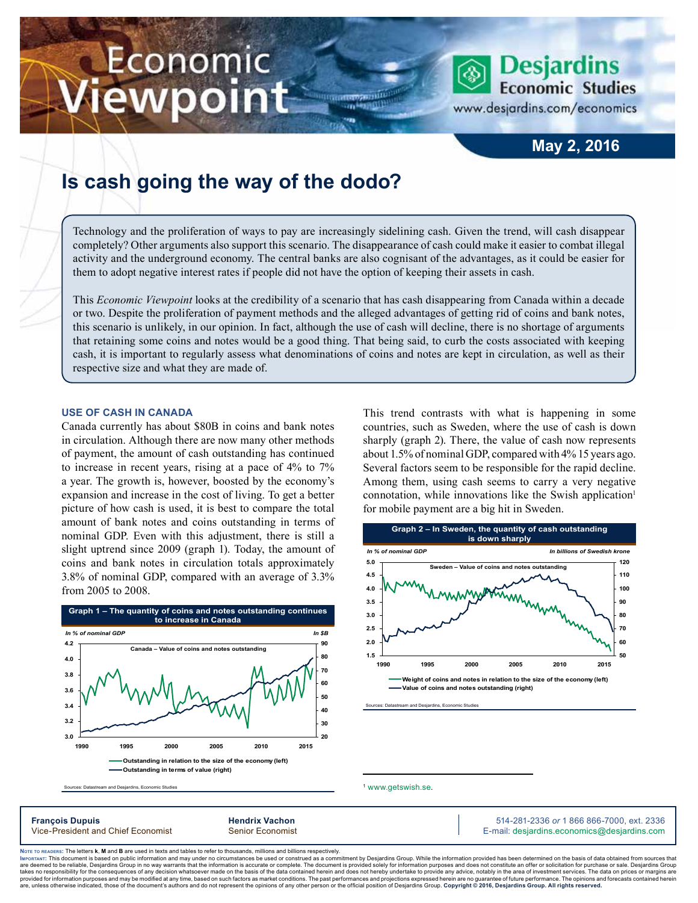# Economic Viewpoint

**Desjardins Economic Studies**
www.desjardins.com/economics

**May 2, 2016**

## Is cash going the way of the dodo?

Technology and the proliferation of ways to pay are increasingly sidelining cash. Given the trend, will cash disappear completely? Other arguments also support this scenario. The disappearance of cash could make it easier to combat illegal activity and the underground economy. The central banks are also cognisant of the advantages, as it could be easier for them to adopt negative interest rates if people did not have the option of keeping their assets in cash.

This *Economic Viewpoint* looks at the credibility of a scenario that has cash disappearing from Canada within a decade or two. Despite the proliferation of payment methods and the alleged advantages of getting rid of coins and bank notes, this scenario is unlikely, in our opinion. In fact, although the use of cash will decline, there is no shortage of arguments that retaining some coins and notes would be a good thing. That being said, to curb the costs associated with keeping cash, it is important to regularly assess what denominations of coins and notes are kept in circulation, as well as their respective size and what they are made of.

### USE OF CASH IN CANADA

Canada currently has about $80B in coins and bank notes in circulation. Although there are now many other methods of payment, the amount of cash outstanding has continued to increase in recent years, rising at a pace of 4% to 7% a year. The growth is, however, boosted by the economy's expansion and increase in the cost of living. To get a better picture of how cash is used, it is best to compare the total amount of bank notes and coins outstanding in terms of nominal GDP. Even with this adjustment, there is still a slight uptrend since 2009 (graph 1). Today, the amount of coins and bank notes in circulation totals approximately 3.8% of nominal GDP, compared with an average of 3.3% from 2005 to 2008.

**Graph 1 – The quantity of coins and notes outstanding continues to increase in Canada**

Sources: Datastream and Desjardins, Economic Studies

This trend contrasts with what is happening in some countries, such as Sweden, where the use of cash is down sharply (graph 2). There, the value of cash now represents about 1.5% of nominal GDP, compared with 4% 15 years ago. Several factors seem to be responsible for the rapid decline. Among them, using cash seems to carry a very negative connotation, while innovations like the Swish application[1] for mobile payment are a big hit in Sweden.

**Graph 2 – In Sweden, the quantity of cash outstanding is down sharply**

Sources: Datastream and Desjardins, Economic Studies

[1] www.getswish.se.

**François Dupuis**
Vice-President and Chief Economist

**Hendrix Vachon**
Senior Economist

514-281-2336 *or* 1 866 866-7000, ext. 2336
E-mail: desjardins.economics@desjardins.com

NOTE TO READERS: The letters **k**, **M** and **B** are used in texts and tables to refer to thousands, millions and billions respectively.
IMPORTANT: This document is based on public information and may under no circumstances be used or construed as a commitment by Desjardins Group. While the information provided has been determined on the basis of data obtained from sources that are deemed to be reliable, Desjardins Group in no way warrants that the information is accurate or complete. The document is provided solely for information purposes and does not constitute an offer or solicitation for purchase or sale. Desjardins Group takes no responsibility for the consequences of any decision whatsoever made on the basis of the data contained herein and does not hereby undertake to provide any advice, notably in the area of investment services. The data on prices or margins are provided for information purposes and may be modified at any time, based on such factors as market conditions. The past performances and projections expressed herein are no guarantee of future performance. The opinions and forecasts contained herein are, unless otherwise indicated, those of the document's authors and do not represent the opinions of any other person or the official position of Desjardins Group. **Copyright © 2016, Desjardins Group. All rights reserved.**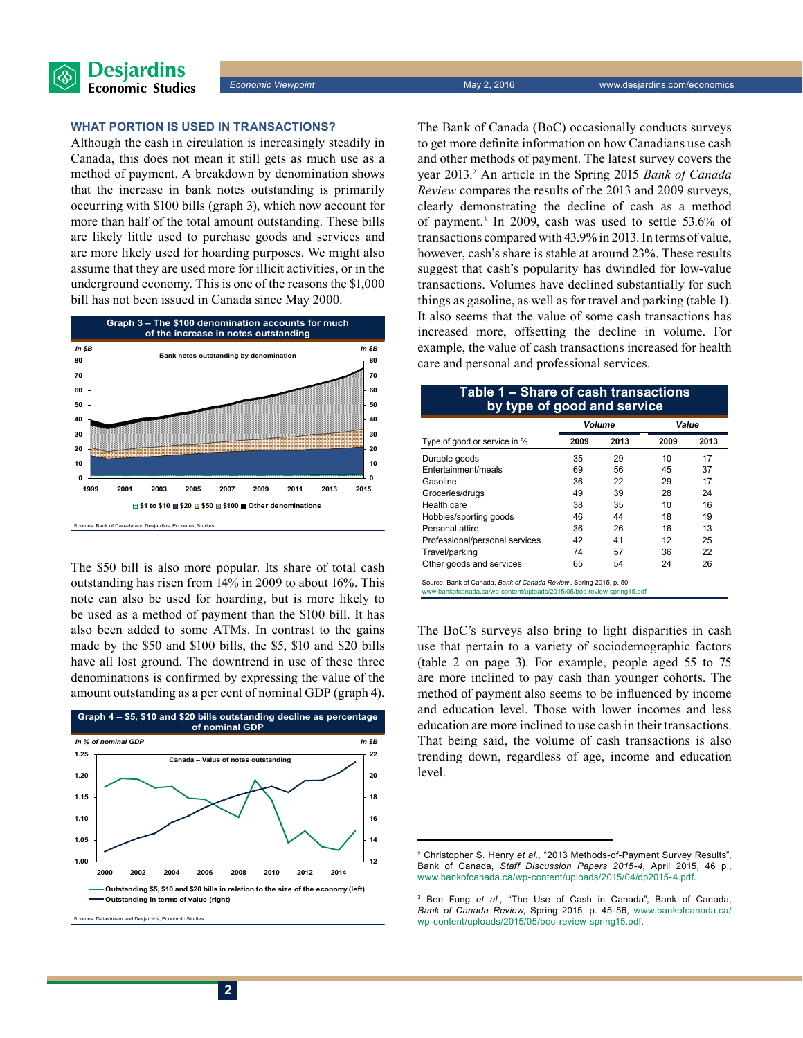### WHAT PORTION IS USED IN TRANSACTIONS?

Although the cash in circulation is increasingly steadily in Canada, this does not mean it still gets as much use as a method of payment. A breakdown by denomination shows that the increase in bank notes outstanding is primarily occurring with $100 bills (graph 3), which now account for more than half of the total amount outstanding. These bills are likely little used to purchase goods and services and are more likely used for hoarding purposes. We might also assume that they are used more for illicit activities, or in the underground economy. This is one of the reasons the $1,000 bill has not been issued in Canada since May 2000.

**Graph 3 – The $100 denomination accounts for much of the increase in notes outstanding**

Sources: Bank of Canada and Desjardins, Economic Studies

The $50 bill is also more popular. Its share of total cash outstanding has risen from 14% in 2009 to about 16%. This note can also be used for hoarding, but is more likely to be used as a method of payment than the $100 bill. It has also been added to some ATMs. In contrast to the gains made by the $50 and $100 bills, the $5, $10 and $20 bills have all lost ground. The downtrend in use of these three denominations is confirmed by expressing the value of the amount outstanding as a per cent of nominal GDP (graph 4).

**Graph 4 – $5, $10 and $20 bills outstanding decline as percentage of nominal GDP**

Sources: Datastream and Desjardins, Economic Studies

The Bank of Canada (BoC) occasionally conducts surveys to get more definite information on how Canadians use cash and other methods of payment. The latest survey covers the year 2013.[2] An article in the Spring 2015 *Bank of Canada Review* compares the results of the 2013 and 2009 surveys, clearly demonstrating the decline of cash as a method of payment.[3] In 2009, cash was used to settle 53.6% of transactions compared with 43.9% in 2013. In terms of value, however, cash's share is stable at around 23%. These results suggest that cash's popularity has dwindled for low-value transactions. Volumes have declined substantially for such things as gasoline, as well as for travel and parking (table 1). It also seems that the value of some cash transactions has increased more, offsetting the decline in volume. For example, the value of cash transactions increased for health care and personal and professional services.

**Table 1 – Share of cash transactions by type of good and service**

| | Volume | | Value | |
|---|---|---|---|---|
| Type of good or service in % | 2009 | 2013 | 2009 | 2013 |
| Durable goods | 35 | 29 | 10 | 17 |
| Entertainment/meals | 69 | 56 | 45 | 37 |
| Gasoline | 36 | 22 | 29 | 17 |
| Groceries/drugs | 49 | 39 | 28 | 24 |
| Health care | 38 | 35 | 10 | 16 |
| Hobbies/sporting goods | 46 | 44 | 18 | 19 |
| Personal attire | 36 | 26 | 16 | 13 |
| Professional/personal services | 42 | 41 | 12 | 25 |
| Travel/parking | 74 | 57 | 36 | 22 |
| Other goods and services | 65 | 54 | 24 | 26 |

Source: Bank of Canada, *Bank of Canada Review*, Spring 2015, p. 50, www.bankofcanada.ca/wp-content/uploads/2015/05/boc-review-spring15.pdf

The BoC's surveys also bring to light disparities in cash use that pertain to a variety of sociodemographic factors (table 2 on page 3). For example, people aged 55 to 75 are more inclined to pay cash than younger cohorts. The method of payment also seems to be influenced by income and education level. Those with lower incomes and less education are more inclined to use cash in their transactions. That being said, the volume of cash transactions is also trending down, regardless of age, income and education level.

---

[2] Christopher S. Henry *et al.*, "2013 Methods-of-Payment Survey Results", Bank of Canada, *Staff Discussion Papers 2015-4*, April 2015, 46 p., www.bankofcanada.ca/wp-content/uploads/2015/04/dp2015-4.pdf.

[3] Ben Fung *et al.*, "The Use of Cash in Canada", Bank of Canada, *Bank of Canada Review*, Spring 2015, p. 45-56, www.bankofcanada.ca/wp-content/uploads/2015/05/boc-review-spring15.pdf.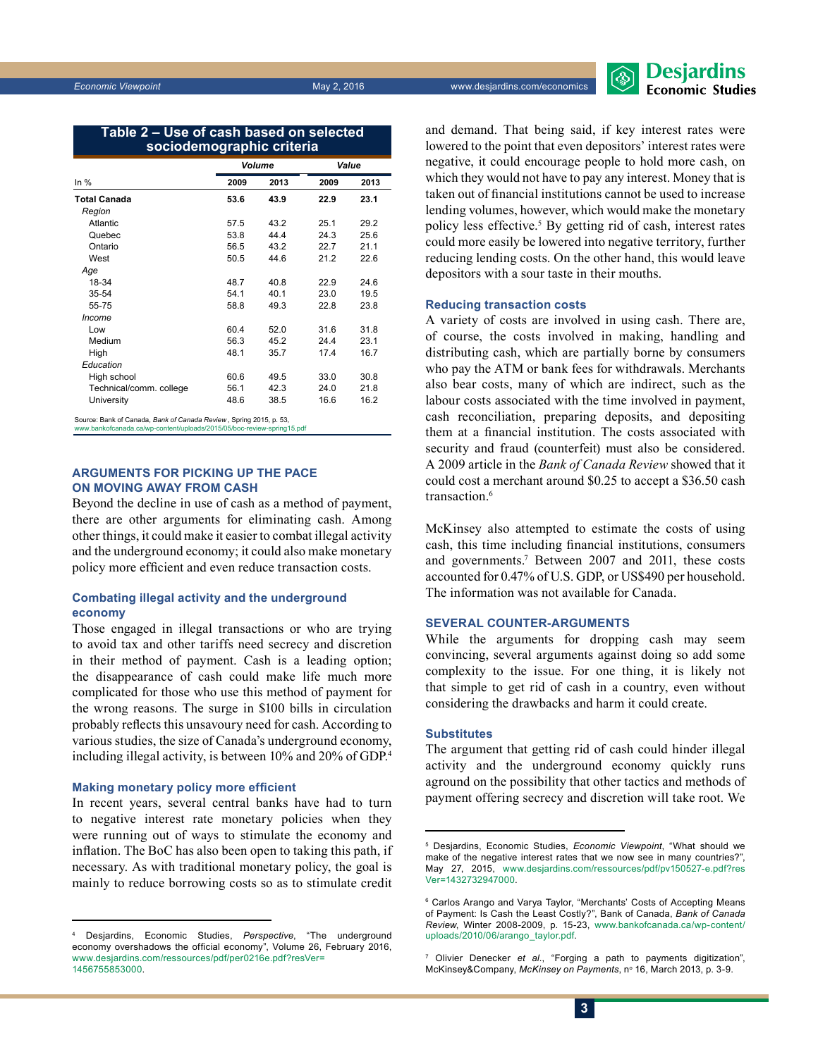**Table 2 – Use of cash based on selected sociodemographic criteria**

| In % | Volume | | Value | |
|---|---|---|---|---|
| | 2009 | 2013 | 2009 | 2013 |
| **Total Canada** | **53.6** | **43.9** | **22.9** | **23.1** |
| *Region* | | | | |
| Atlantic | 57.5 | 43.2 | 25.1 | 29.2 |
| Quebec | 53.8 | 44.4 | 24.3 | 25.6 |
| Ontario | 56.5 | 43.2 | 22.7 | 21.1 |
| West | 50.5 | 44.6 | 21.2 | 22.6 |
| *Age* | | | | |
| 18-34 | 48.7 | 40.8 | 22.9 | 24.6 |
| 35-54 | 54.1 | 40.1 | 23.0 | 19.5 |
| 55-75 | 58.8 | 49.3 | 22.8 | 23.8 |
| *Income* | | | | |
| Low | 60.4 | 52.0 | 31.6 | 31.8 |
| Medium | 56.3 | 45.2 | 24.4 | 23.1 |
| High | 48.1 | 35.7 | 17.4 | 16.7 |
| *Education* | | | | |
| High school | 60.6 | 49.5 | 33.0 | 30.8 |
| Technical/comm. college | 56.1 | 42.3 | 24.0 | 21.8 |
| University | 48.6 | 38.5 | 16.6 | 16.2 |

Source: Bank of Canada, *Bank of Canada Review*, Spring 2015, p. 53, www.bankofcanada.ca/wp-content/uploads/2015/05/boc-review-spring15.pdf

## ARGUMENTS FOR PICKING UP THE PACE ON MOVING AWAY FROM CASH

Beyond the decline in use of cash as a method of payment, there are other arguments for eliminating cash. Among other things, it could make it easier to combat illegal activity and the underground economy; it could also make monetary policy more efficient and even reduce transaction costs.

### Combating illegal activity and the underground economy

Those engaged in illegal transactions or who are trying to avoid tax and other tariffs need secrecy and discretion in their method of payment. Cash is a leading option; the disappearance of cash could make life much more complicated for those who use this method of payment for the wrong reasons. The surge in $100 bills in circulation probably reflects this unsavoury need for cash. According to various studies, the size of Canada's underground economy, including illegal activity, is between 10% and 20% of GDP.[4]

### Making monetary policy more efficient

In recent years, several central banks have had to turn to negative interest rate monetary policies when they were running out of ways to stimulate the economy and inflation. The BoC has also been open to taking this path, if necessary. As with traditional monetary policy, the goal is mainly to reduce borrowing costs so as to stimulate credit and demand. That being said, if key interest rates were lowered to the point that even depositors' interest rates were negative, it could encourage people to hold more cash, on which they would not have to pay any interest. Money that is taken out of financial institutions cannot be used to increase lending volumes, however, which would make the monetary policy less effective.[5] By getting rid of cash, interest rates could more easily be lowered into negative territory, further reducing lending costs. On the other hand, this would leave depositors with a sour taste in their mouths.

### Reducing transaction costs

A variety of costs are involved in using cash. There are, of course, the costs involved in making, handling and distributing cash, which are partially borne by consumers who pay the ATM or bank fees for withdrawals. Merchants also bear costs, many of which are indirect, such as the labour costs associated with the time involved in payment, cash reconciliation, preparing deposits, and depositing them at a financial institution. The costs associated with security and fraud (counterfeit) must also be considered. A 2009 article in the *Bank of Canada Review* showed that it could cost a merchant around $0.25 to accept a $36.50 cash transaction.[6]

McKinsey also attempted to estimate the costs of using cash, this time including financial institutions, consumers and governments.[7] Between 2007 and 2011, these costs accounted for 0.47% of U.S. GDP, or US$490 per household. The information was not available for Canada.

## SEVERAL COUNTER-ARGUMENTS

While the arguments for dropping cash may seem convincing, several arguments against doing so add some complexity to the issue. For one thing, it is likely not that simple to get rid of cash in a country, even without considering the drawbacks and harm it could create.

### Substitutes

The argument that getting rid of cash could hinder illegal activity and the underground economy quickly runs aground on the possibility that other tactics and methods of payment offering secrecy and discretion will take root. We

---

[4] Desjardins, Economic Studies, *Perspective*, "The underground economy overshadows the official economy", Volume 26, February 2016, www.desjardins.com/ressources/pdf/per0216e.pdf?resVer=1456755853000.

[5] Desjardins, Economic Studies, *Economic Viewpoint*, "What should we make of the negative interest rates that we now see in many countries?", May 27, 2015, www.desjardins.com/ressources/pdf/pv150527-e.pdf?resVer=1432732947000.

[6] Carlos Arango and Varya Taylor, "Merchants' Costs of Accepting Means of Payment: Is Cash the Least Costly?", Bank of Canada, *Bank of Canada Review*, Winter 2008-2009, p. 15-23, www.bankofcanada.ca/wp-content/uploads/2010/06/arango_taylor.pdf.

[7] Olivier Denecker *et al.*, "Forging a path to payments digitization", McKinsey&Company, *McKinsey on Payments*, nº 16, March 2013, p. 3-9.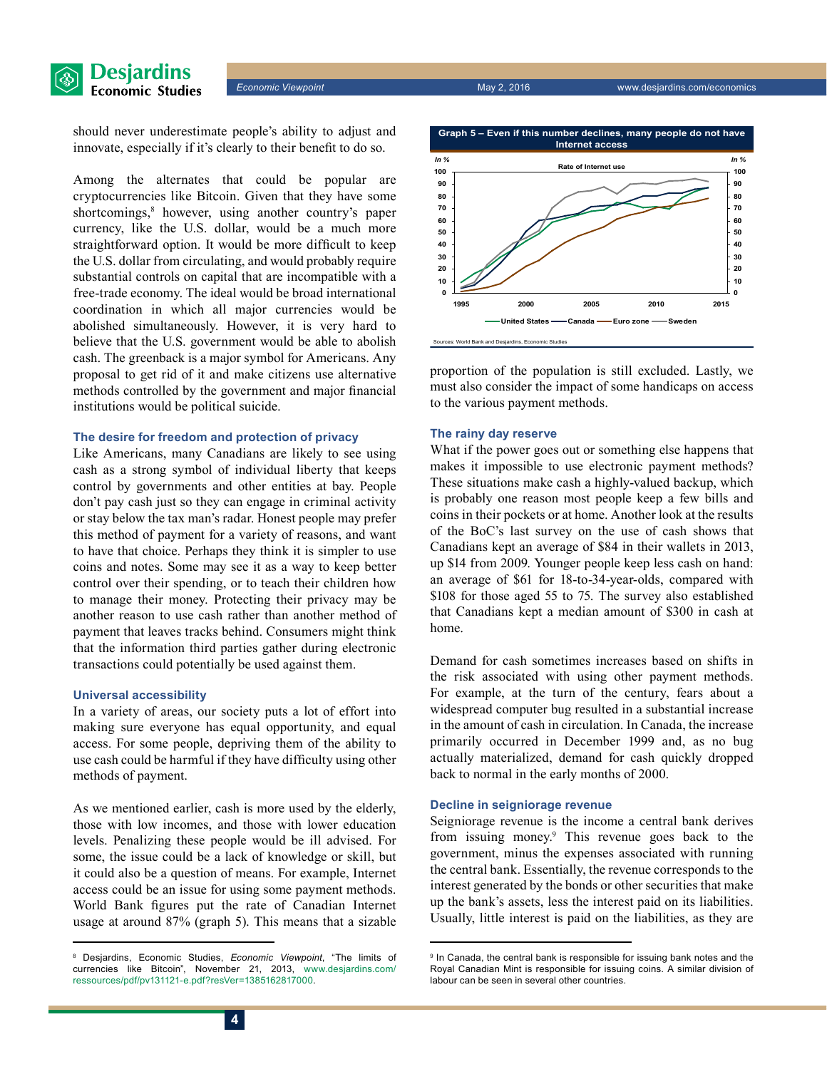should never underestimate people's ability to adjust and innovate, especially if it's clearly to their benefit to do so.

Among the alternates that could be popular are cryptocurrencies like Bitcoin. Given that they have some shortcomings,[8] however, using another country's paper currency, like the U.S. dollar, would be a much more straightforward option. It would be more difficult to keep the U.S. dollar from circulating, and would probably require substantial controls on capital that are incompatible with a free-trade economy. The ideal would be broad international coordination in which all major currencies would be abolished simultaneously. However, it is very hard to believe that the U.S. government would be able to abolish cash. The greenback is a major symbol for Americans. Any proposal to get rid of it and make citizens use alternative methods controlled by the government and major financial institutions would be political suicide.

### The desire for freedom and protection of privacy

Like Americans, many Canadians are likely to see using cash as a strong symbol of individual liberty that keeps control by governments and other entities at bay. People don't pay cash just so they can engage in criminal activity or stay below the tax man's radar. Honest people may prefer this method of payment for a variety of reasons, and want to have that choice. Perhaps they think it is simpler to use coins and notes. Some may see it as a way to keep better control over their spending, or to teach their children how to manage their money. Protecting their privacy may be another reason to use cash rather than another method of payment that leaves tracks behind. Consumers might think that the information third parties gather during electronic transactions could potentially be used against them.

### Universal accessibility

In a variety of areas, our society puts a lot of effort into making sure everyone has equal opportunity, and equal access. For some people, depriving them of the ability to use cash could be harmful if they have difficulty using other methods of payment.

As we mentioned earlier, cash is more used by the elderly, those with low incomes, and those with lower education levels. Penalizing these people would be ill advised. For some, the issue could be a lack of knowledge or skill, but it could also be a question of means. For example, Internet access could be an issue for using some payment methods. World Bank figures put the rate of Canadian Internet usage at around 87% (graph 5). This means that a sizable proportion of the population is still excluded. Lastly, we must also consider the impact of some handicaps on access to the various payment methods.

**Graph 5 – Even if this number declines, many people do not have Internet access**

Sources: World Bank and Desjardins, Economic Studies

### The rainy day reserve

What if the power goes out or something else happens that makes it impossible to use electronic payment methods? These situations make cash a highly-valued backup, which is probably one reason most people keep a few bills and coins in their pockets or at home. Another look at the results of the BoC's last survey on the use of cash shows that Canadians kept an average of $84 in their wallets in 2013, up $14 from 2009. Younger people keep less cash on hand: an average of $61 for 18-to-34-year-olds, compared with $108 for those aged 55 to 75. The survey also established that Canadians kept a median amount of $300 in cash at home.

Demand for cash sometimes increases based on shifts in the risk associated with using other payment methods. For example, at the turn of the century, fears about a widespread computer bug resulted in a substantial increase in the amount of cash in circulation. In Canada, the increase primarily occurred in December 1999 and, as no bug actually materialized, demand for cash quickly dropped back to normal in the early months of 2000.

### Decline in seigniorage revenue

Seigniorage revenue is the income a central bank derives from issuing money.[9] This revenue goes back to the government, minus the expenses associated with running the central bank. Essentially, the revenue corresponds to the interest generated by the bonds or other securities that make up the bank's assets, less the interest paid on its liabilities. Usually, little interest is paid on the liabilities, as they are

---

[8] Desjardins, Economic Studies, *Economic Viewpoint*, "The limits of currencies like Bitcoin", November 21, 2013, www.desjardins.com/ressources/pdf/pv131121-e.pdf?resVer=1385162817000.

[9] In Canada, the central bank is responsible for issuing bank notes and the Royal Canadian Mint is responsible for issuing coins. A similar division of labour can be seen in several other countries.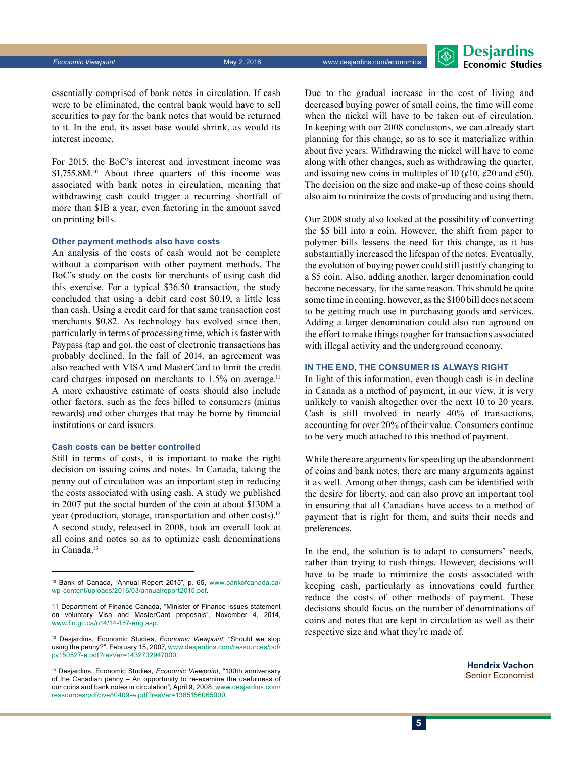essentially comprised of bank notes in circulation. If cash were to be eliminated, the central bank would have to sell securities to pay for the bank notes that would be returned to it. In the end, its asset base would shrink, as would its interest income.

For 2015, the BoC's interest and investment income was $1,755.8M.[10] About three quarters of this income was associated with bank notes in circulation, meaning that withdrawing cash could trigger a recurring shortfall of more than $1B a year, even factoring in the amount saved on printing bills.

### Other payment methods also have costs

An analysis of the costs of cash would not be complete without a comparison with other payment methods. The BoC's study on the costs for merchants of using cash did this exercise. For a typical $36.50 transaction, the study concluded that using a debit card cost $0.19, a little less than cash. Using a credit card for that same transaction cost merchants $0.82. As technology has evolved since then, particularly in terms of processing time, which is faster with Paypass (tap and go), the cost of electronic transactions has probably declined. In the fall of 2014, an agreement was also reached with VISA and MasterCard to limit the credit card charges imposed on merchants to 1.5% on average.[11] A more exhaustive estimate of costs should also include other factors, such as the fees billed to consumers (minus rewards) and other charges that may be borne by financial institutions or card issuers.

### Cash costs can be better controlled

Still in terms of costs, it is important to make the right decision on issuing coins and notes. In Canada, taking the penny out of circulation was an important step in reducing the costs associated with using cash. A study we published in 2007 put the social burden of the coin at about $130M a year (production, storage, transportation and other costs).[12] A second study, released in 2008, took an overall look at all coins and notes so as to optimize cash denominations in Canada.[13]

Due to the gradual increase in the cost of living and decreased buying power of small coins, the time will come when the nickel will have to be taken out of circulation. In keeping with our 2008 conclusions, we can already start planning for this change, so as to see it materialize within about five years. Withdrawing the nickel will have to come along with other changes, such as withdrawing the quarter, and issuing new coins in multiples of 10 (¢10, ¢20 and ¢50). The decision on the size and make-up of these coins should also aim to minimize the costs of producing and using them.

Our 2008 study also looked at the possibility of converting the $5 bill into a coin. However, the shift from paper to polymer bills lessens the need for this change, as it has substantially increased the lifespan of the notes. Eventually, the evolution of buying power could still justify changing to a $5 coin. Also, adding another, larger denomination could become necessary, for the same reason. This should be quite some time in coming, however, as the $100 bill does not seem to be getting much use in purchasing goods and services. Adding a larger denomination could also run aground on the effort to make things tougher for transactions associated with illegal activity and the underground economy.

## IN THE END, THE CONSUMER IS ALWAYS RIGHT

In light of this information, even though cash is in decline in Canada as a method of payment, in our view, it is very unlikely to vanish altogether over the next 10 to 20 years. Cash is still involved in nearly 40% of transactions, accounting for over 20% of their value. Consumers continue to be very much attached to this method of payment.

While there are arguments for speeding up the abandonment of coins and bank notes, there are many arguments against it as well. Among other things, cash can be identified with the desire for liberty, and can also prove an important tool in ensuring that all Canadians have access to a method of payment that is right for them, and suits their needs and preferences.

In the end, the solution is to adapt to consumers' needs, rather than trying to rush things. However, decisions will have to be made to minimize the costs associated with keeping cash, particularly as innovations could further reduce the costs of other methods of payment. These decisions should focus on the number of denominations of coins and notes that are kept in circulation as well as their respective size and what they're made of.

**Hendrix Vachon**
Senior Economist

---

[10] Bank of Canada, "Annual Report 2015", p. 65, www.bankofcanada.ca/wp-content/uploads/2016/03/annualreport2015.pdf.

[11] Department of Finance Canada, "Minister of Finance issues statement on voluntary Visa and MasterCard proposals", November 4, 2014, www.fin.gc.ca/n14/14-157-eng.asp.

[12] Desjardins, Economic Studies, *Economic Viewpoint*, "Should we stop using the penny?", February 15, 2007, www.desjardins.com/ressources/pdf/pv150527-e.pdf?resVer=1432732947000.

[13] Desjardins, Economic Studies, *Economic Viewpoint*, "100th anniversary of the Canadian penny – An opportunity to re-examine the usefulness of our coins and bank notes in circulation", April 9, 2008, www.desjardins.com/ressources/pdf/pve80409-e.pdf?resVer=1385156065000.